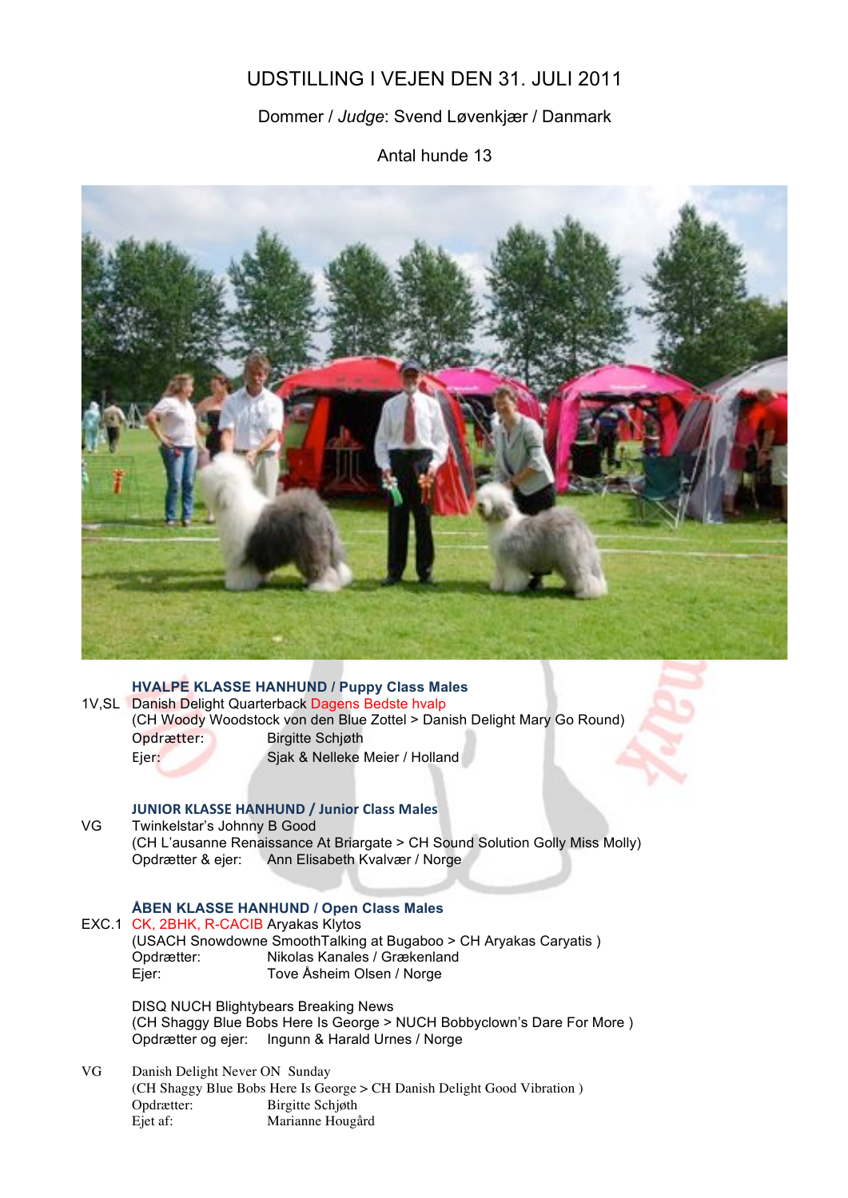# UDSTILLING I VEJEN DEN 31. JULI 2011

Dommer / *Judge*: Svend Løvenkjær / Danmark

Antal hunde 13

### HVALPE KLASSE HANHUND / Puppy Class Males

1V,SL Danish Delight Quarterback Dagens Bedste hvalp
(CH Woody Woodstock von den Blue Zottel > Danish Delight Mary Go Round)
Opdrætter: Birgitte Schjøth
Ejer: Sjak & Nelleke Meier / Holland

### JUNIOR KLASSE HANHUND / Junior Class Males

VG Twinkelstar's Johnny B Good
(CH L'ausanne Renaissance At Briargate > CH Sound Solution Golly Miss Molly)
Opdrætter & ejer: Ann Elisabeth Kvalvær / Norge

### ÅBEN KLASSE HANHUND / Open Class Males

EXC.1 CK, 2BHK, R-CACIB Aryakas Klytos
(USACH Snowdowne SmoothTalking at Bugaboo > CH Aryakas Caryatis )
Opdrætter: Nikolas Kanales / Grækenland
Ejer: Tove Åsheim Olsen / Norge

DISQ NUCH Blightybears Breaking News
(CH Shaggy Blue Bobs Here Is George > NUCH Bobbyclown's Dare For More )
Opdrætter og ejer: Ingunn & Harald Urnes / Norge

VG Danish Delight Never ON Sunday
(CH Shaggy Blue Bobs Here Is George > CH Danish Delight Good Vibration )
Opdrætter: Birgitte Schjøth
Ejet af: Marianne Hougård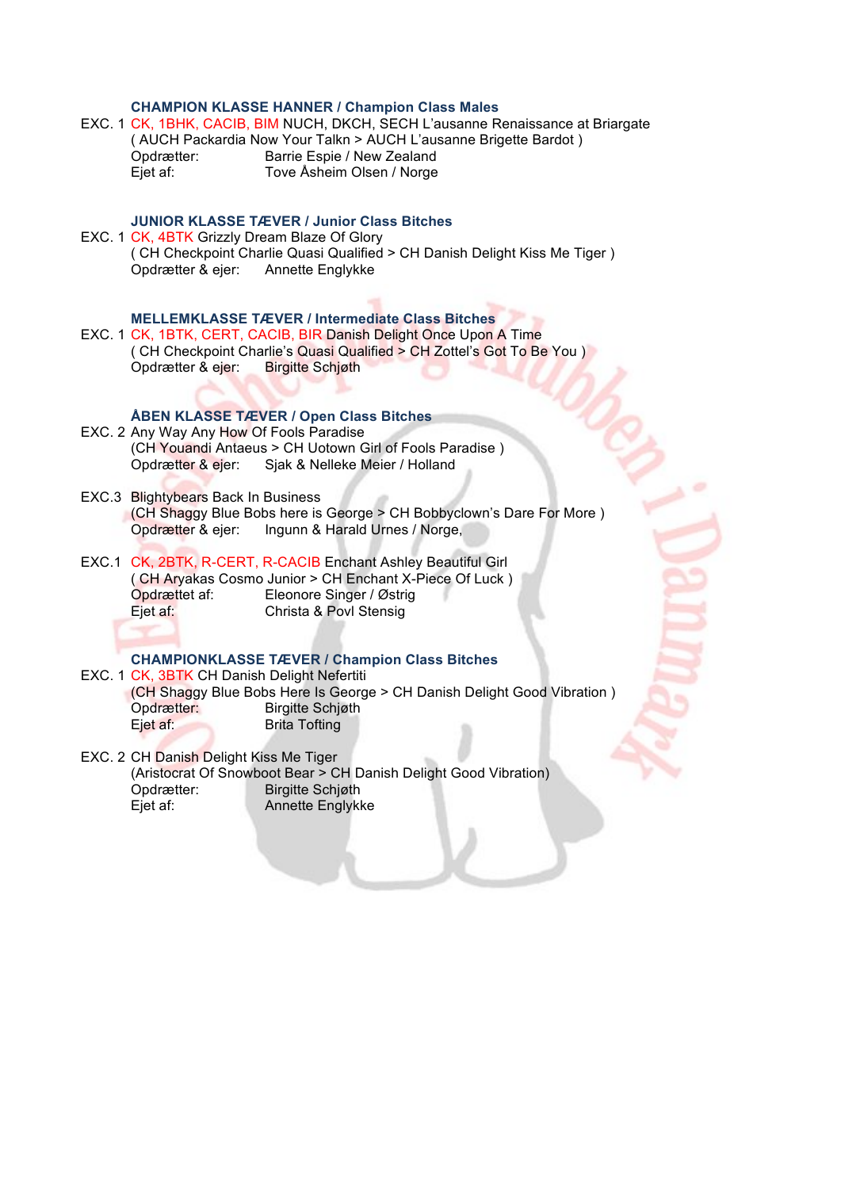### CHAMPION KLASSE HANNER / Champion Class Males

EXC. 1 CK, 1BHK, CACIB, BIM NUCH, DKCH, SECH L'ausanne Renaissance at Briargate
( AUCH Packardia Now Your Talkn > AUCH L'ausanne Brigette Bardot )
Opdrætter: Barrie Espie / New Zealand
Ejet af: Tove Åsheim Olsen / Norge

### JUNIOR KLASSE TÆVER / Junior Class Bitches

EXC. 1 CK, 4BTK Grizzly Dream Blaze Of Glory
( CH Checkpoint Charlie Quasi Qualified > CH Danish Delight Kiss Me Tiger )
Opdrætter & ejer: Annette Englykke

### MELLEMKLASSE TÆVER / Intermediate Class Bitches

EXC. 1 CK, 1BTK, CERT, CACIB, BIR Danish Delight Once Upon A Time
( CH Checkpoint Charlie's Quasi Qualified > CH Zottel's Got To Be You )
Opdrætter & ejer: Birgitte Schjøth

### ÅBEN KLASSE TÆVER / Open Class Bitches

EXC. 2 Any Way Any How Of Fools Paradise
(CH Youandi Antaeus > CH Uotown Girl of Fools Paradise )
Opdrætter & ejer: Sjak & Nelleke Meier / Holland

EXC.3 Blightybears Back In Business
(CH Shaggy Blue Bobs here is George > CH Bobbyclown's Dare For More )
Opdrætter & ejer: Ingunn & Harald Urnes / Norge,

EXC.1 CK, 2BTK, R-CERT, R-CACIB Enchant Ashley Beautiful Girl
( CH Aryakas Cosmo Junior > CH Enchant X-Piece Of Luck )
Opdrættet af: Eleonore Singer / Østrig
Ejet af: Christa & Povl Stensig

### CHAMPIONKLASSE TÆVER / Champion Class Bitches

EXC. 1 CK, 3BTK CH Danish Delight Nefertiti
(CH Shaggy Blue Bobs Here Is George > CH Danish Delight Good Vibration )
Opdrætter: Birgitte Schjøth
Ejet af: Brita Tofting

EXC. 2 CH Danish Delight Kiss Me Tiger
(Aristocrat Of Snowboot Bear > CH Danish Delight Good Vibration)
Opdrætter: Birgitte Schjøth
Ejet af: Annette Englykke